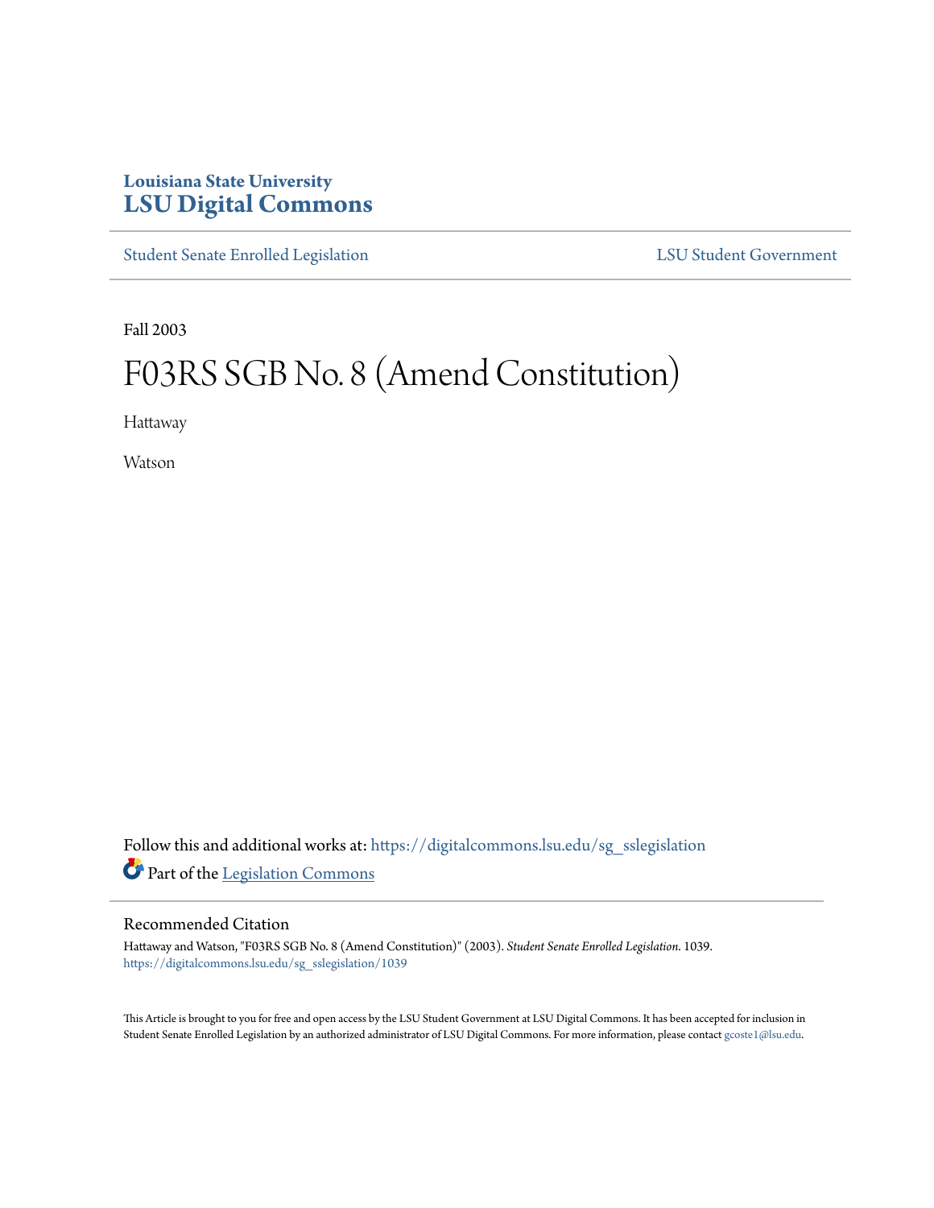Louisiana State University

# LSU Digital Commons

Student Senate Enrolled Legislation | LSU Student Government

Fall 2003

# F03RS SGB No. 8 (Amend Constitution)

Hattaway

Watson

Follow this and additional works at: https://digitalcommons.lsu.edu/sg_sslegislation

Part of the Legislation Commons

## Recommended Citation

Hattaway and Watson, "F03RS SGB No. 8 (Amend Constitution)" (2003). *Student Senate Enrolled Legislation*. 1039.
https://digitalcommons.lsu.edu/sg_sslegislation/1039

This Article is brought to you for free and open access by the LSU Student Government at LSU Digital Commons. It has been accepted for inclusion in Student Senate Enrolled Legislation by an authorized administrator of LSU Digital Commons. For more information, please contact gcoste1@lsu.edu.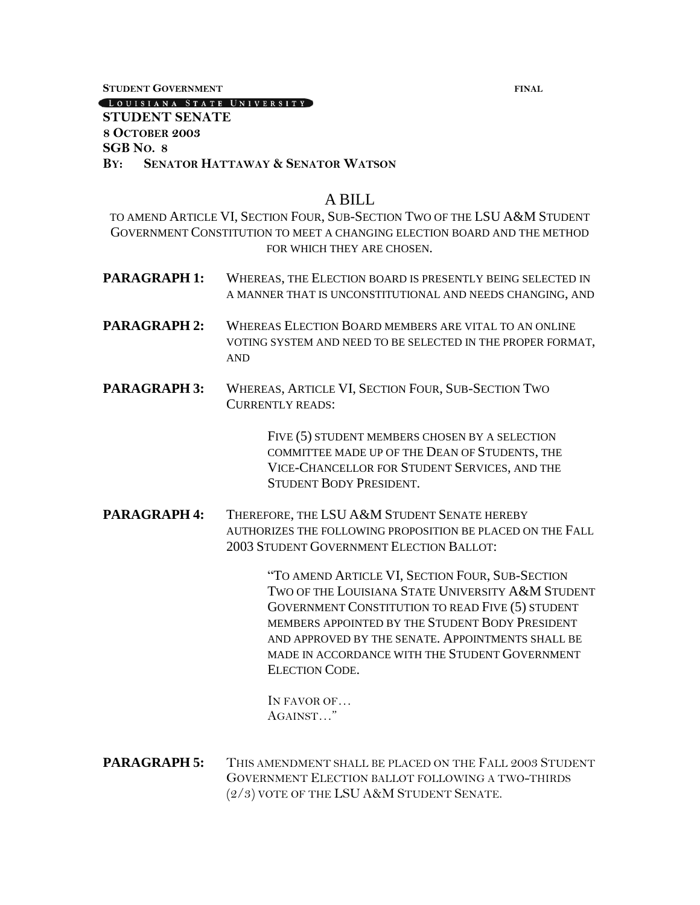**STUDENT GOVERNMENT** **FINAL**

LOUISIANA STATE UNIVERSITY

**STUDENT SENATE**
**8 OCTOBER 2003**
**SGB NO. 8**
**BY: SENATOR HATTAWAY & SENATOR WATSON**

# A BILL

TO AMEND ARTICLE VI, SECTION FOUR, SUB-SECTION TWO OF THE LSU A&M STUDENT GOVERNMENT CONSTITUTION TO MEET A CHANGING ELECTION BOARD AND THE METHOD FOR WHICH THEY ARE CHOSEN.

**PARAGRAPH 1:** WHEREAS, THE ELECTION BOARD IS PRESENTLY BEING SELECTED IN A MANNER THAT IS UNCONSTITUTIONAL AND NEEDS CHANGING, AND

**PARAGRAPH 2:** WHEREAS ELECTION BOARD MEMBERS ARE VITAL TO AN ONLINE VOTING SYSTEM AND NEED TO BE SELECTED IN THE PROPER FORMAT, AND

**PARAGRAPH 3:** WHEREAS, ARTICLE VI, SECTION FOUR, SUB-SECTION TWO CURRENTLY READS:

> FIVE (5) STUDENT MEMBERS CHOSEN BY A SELECTION COMMITTEE MADE UP OF THE DEAN OF STUDENTS, THE VICE-CHANCELLOR FOR STUDENT SERVICES, AND THE STUDENT BODY PRESIDENT.

**PARAGRAPH 4:** THEREFORE, THE LSU A&M STUDENT SENATE HEREBY AUTHORIZES THE FOLLOWING PROPOSITION BE PLACED ON THE FALL 2003 STUDENT GOVERNMENT ELECTION BALLOT:

> "TO AMEND ARTICLE VI, SECTION FOUR, SUB-SECTION TWO OF THE LOUISIANA STATE UNIVERSITY A&M STUDENT GOVERNMENT CONSTITUTION TO READ FIVE (5) STUDENT MEMBERS APPOINTED BY THE STUDENT BODY PRESIDENT AND APPROVED BY THE SENATE. APPOINTMENTS SHALL BE MADE IN ACCORDANCE WITH THE STUDENT GOVERNMENT ELECTION CODE.
>
> IN FAVOR OF…
> AGAINST…"

**PARAGRAPH 5:** THIS AMENDMENT SHALL BE PLACED ON THE FALL 2003 STUDENT GOVERNMENT ELECTION BALLOT FOLLOWING A TWO-THIRDS (2/3) VOTE OF THE LSU A&M STUDENT SENATE.